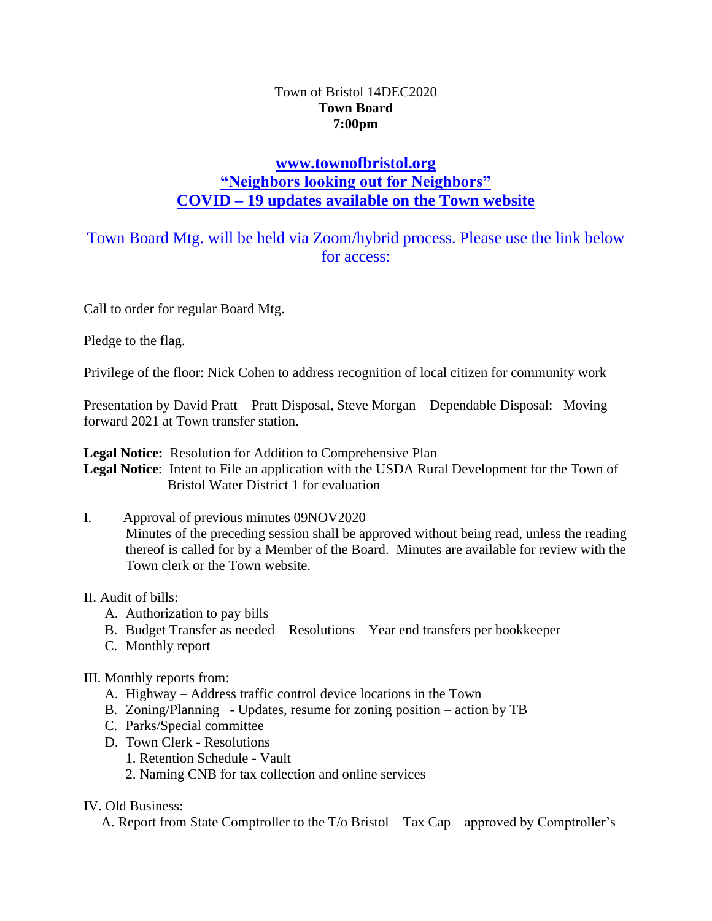Town of Bristol 14DEC2020
**Town Board**
**7:00pm**

**www.townofbristol.org**
**"Neighbors looking out for Neighbors"**
**COVID – 19 updates available on the Town website**

Town Board Mtg. will be held via Zoom/hybrid process. Please use the link below for access:

Call to order for regular Board Mtg.

Pledge to the flag.

Privilege of the floor: Nick Cohen to address recognition of local citizen for community work

Presentation by David Pratt – Pratt Disposal, Steve Morgan – Dependable Disposal: Moving forward 2021 at Town transfer station.

**Legal Notice:** Resolution for Addition to Comprehensive Plan
**Legal Notice**: Intent to File an application with the USDA Rural Development for the Town of Bristol Water District 1 for evaluation

I. Approval of previous minutes 09NOV2020
Minutes of the preceding session shall be approved without being read, unless the reading thereof is called for by a Member of the Board. Minutes are available for review with the Town clerk or the Town website.

II. Audit of bills:
- A. Authorization to pay bills
- B. Budget Transfer as needed – Resolutions – Year end transfers per bookkeeper
- C. Monthly report

III. Monthly reports from:
- A. Highway – Address traffic control device locations in the Town
- B. Zoning/Planning - Updates, resume for zoning position – action by TB
- C. Parks/Special committee
- D. Town Clerk - Resolutions
  1. Retention Schedule - Vault
  2. Naming CNB for tax collection and online services

IV. Old Business:
- A. Report from State Comptroller to the T/o Bristol – Tax Cap – approved by Comptroller's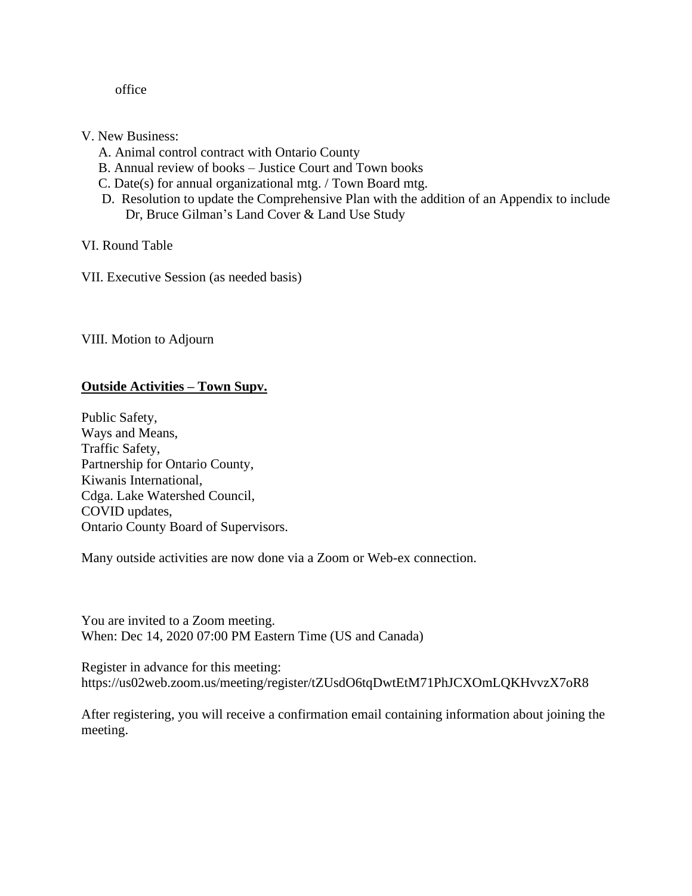office

V. New Business:

A. Animal control contract with Ontario County

B. Annual review of books – Justice Court and Town books

C. Date(s) for annual organizational mtg. / Town Board mtg.

D. Resolution to update the Comprehensive Plan with the addition of an Appendix to include Dr, Bruce Gilman's Land Cover & Land Use Study

VI. Round Table

VII. Executive Session (as needed basis)

VIII. Motion to Adjourn

**Outside Activities – Town Supv.**

Public Safety,
Ways and Means,
Traffic Safety,
Partnership for Ontario County,
Kiwanis International,
Cdga. Lake Watershed Council,
COVID updates,
Ontario County Board of Supervisors.

Many outside activities are now done via a Zoom or Web-ex connection.

You are invited to a Zoom meeting.
When: Dec 14, 2020 07:00 PM Eastern Time (US and Canada)

Register in advance for this meeting:
https://us02web.zoom.us/meeting/register/tZUsdO6tqDwtEtM71PhJCXOmLQKHvvzX7oR8

After registering, you will receive a confirmation email containing information about joining the meeting.